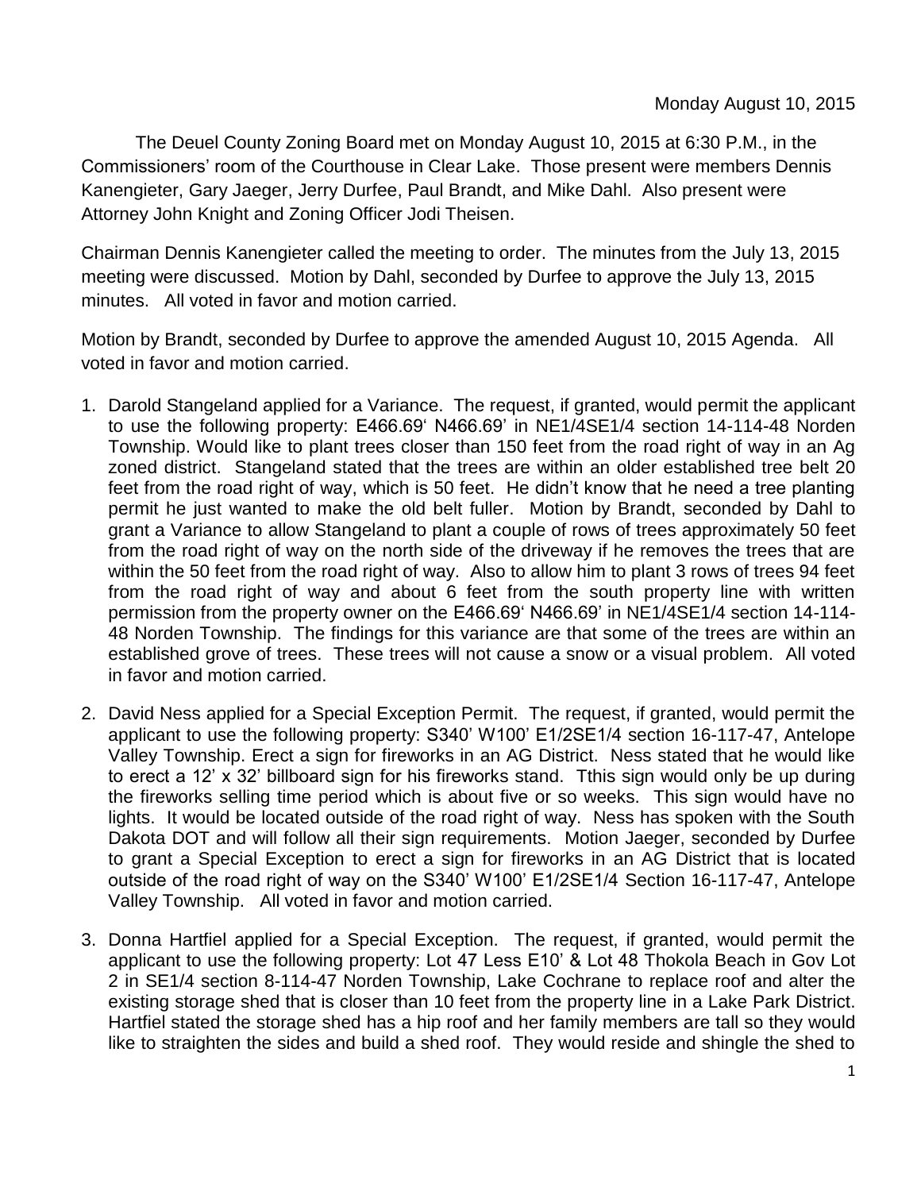Monday August 10, 2015

The Deuel County Zoning Board met on Monday August 10, 2015 at 6:30 P.M., in the Commissioners' room of the Courthouse in Clear Lake. Those present were members Dennis Kanengieter, Gary Jaeger, Jerry Durfee, Paul Brandt, and Mike Dahl. Also present were Attorney John Knight and Zoning Officer Jodi Theisen.

Chairman Dennis Kanengieter called the meeting to order. The minutes from the July 13, 2015 meeting were discussed. Motion by Dahl, seconded by Durfee to approve the July 13, 2015 minutes. All voted in favor and motion carried.

Motion by Brandt, seconded by Durfee to approve the amended August 10, 2015 Agenda. All voted in favor and motion carried.

1. Darold Stangeland applied for a Variance. The request, if granted, would permit the applicant to use the following property: E466.69' N466.69' in NE1/4SE1/4 section 14-114-48 Norden Township. Would like to plant trees closer than 150 feet from the road right of way in an Ag zoned district. Stangeland stated that the trees are within an older established tree belt 20 feet from the road right of way, which is 50 feet. He didn't know that he need a tree planting permit he just wanted to make the old belt fuller. Motion by Brandt, seconded by Dahl to grant a Variance to allow Stangeland to plant a couple of rows of trees approximately 50 feet from the road right of way on the north side of the driveway if he removes the trees that are within the 50 feet from the road right of way. Also to allow him to plant 3 rows of trees 94 feet from the road right of way and about 6 feet from the south property line with written permission from the property owner on the E466.69' N466.69' in NE1/4SE1/4 section 14-114-48 Norden Township. The findings for this variance are that some of the trees are within an established grove of trees. These trees will not cause a snow or a visual problem. All voted in favor and motion carried.

2. David Ness applied for a Special Exception Permit. The request, if granted, would permit the applicant to use the following property: S340' W100' E1/2SE1/4 section 16-117-47, Antelope Valley Township. Erect a sign for fireworks in an AG District. Ness stated that he would like to erect a 12' x 32' billboard sign for his fireworks stand. Tthis sign would only be up during the fireworks selling time period which is about five or so weeks. This sign would have no lights. It would be located outside of the road right of way. Ness has spoken with the South Dakota DOT and will follow all their sign requirements. Motion Jaeger, seconded by Durfee to grant a Special Exception to erect a sign for fireworks in an AG District that is located outside of the road right of way on the S340' W100' E1/2SE1/4 Section 16-117-47, Antelope Valley Township. All voted in favor and motion carried.

3. Donna Hartfiel applied for a Special Exception. The request, if granted, would permit the applicant to use the following property: Lot 47 Less E10' & Lot 48 Thokola Beach in Gov Lot 2 in SE1/4 section 8-114-47 Norden Township, Lake Cochrane to replace roof and alter the existing storage shed that is closer than 10 feet from the property line in a Lake Park District. Hartfiel stated the storage shed has a hip roof and her family members are tall so they would like to straighten the sides and build a shed roof. They would reside and shingle the shed to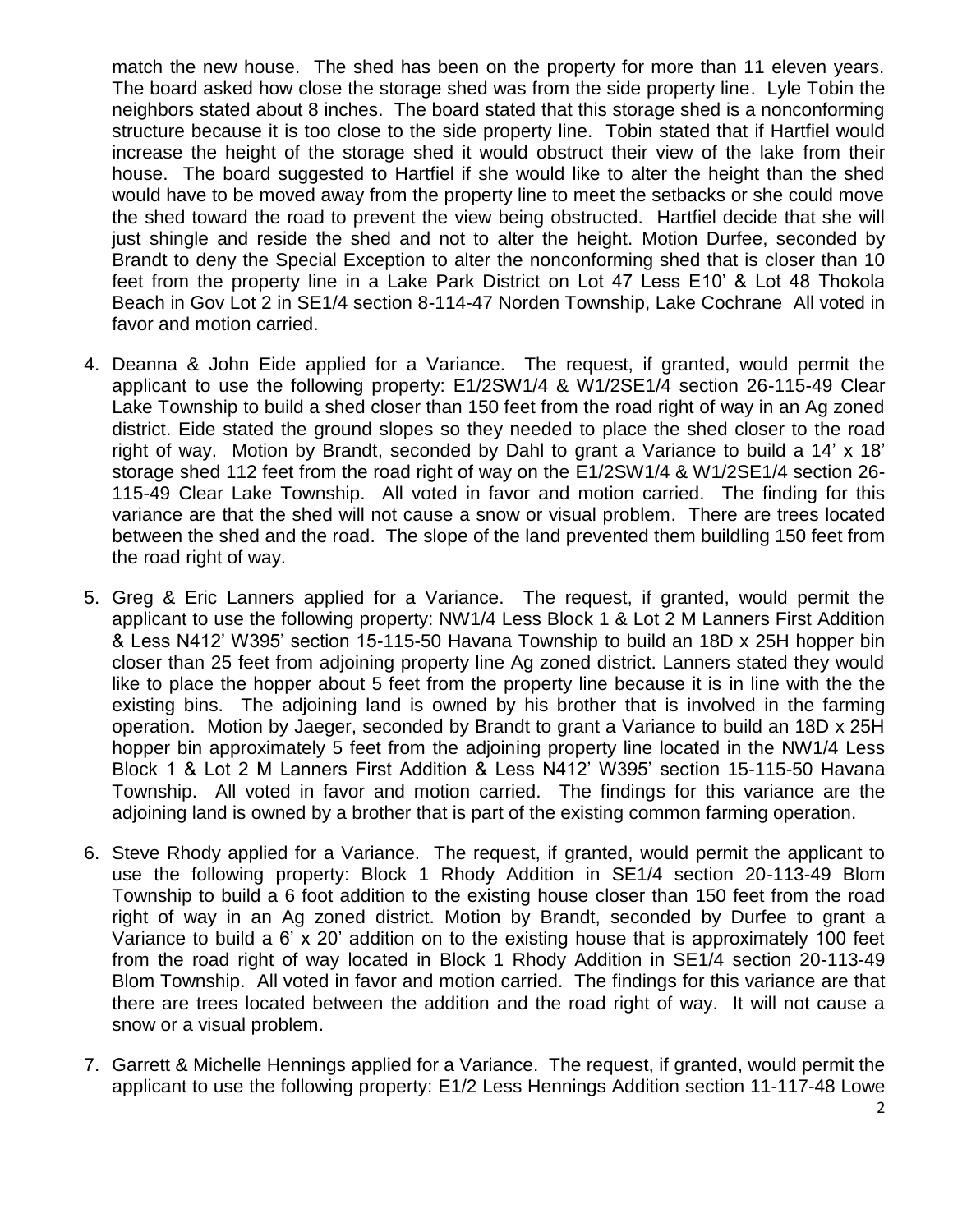match the new house. The shed has been on the property for more than 11 eleven years. The board asked how close the storage shed was from the side property line. Lyle Tobin the neighbors stated about 8 inches. The board stated that this storage shed is a nonconforming structure because it is too close to the side property line. Tobin stated that if Hartfiel would increase the height of the storage shed it would obstruct their view of the lake from their house. The board suggested to Hartfiel if she would like to alter the height than the shed would have to be moved away from the property line to meet the setbacks or she could move the shed toward the road to prevent the view being obstructed. Hartfiel decide that she will just shingle and reside the shed and not to alter the height. Motion Durfee, seconded by Brandt to deny the Special Exception to alter the nonconforming shed that is closer than 10 feet from the property line in a Lake Park District on Lot 47 Less E10' & Lot 48 Thokola Beach in Gov Lot 2 in SE1/4 section 8-114-47 Norden Township, Lake Cochrane All voted in favor and motion carried.

4. Deanna & John Eide applied for a Variance. The request, if granted, would permit the applicant to use the following property: E1/2SW1/4 & W1/2SE1/4 section 26-115-49 Clear Lake Township to build a shed closer than 150 feet from the road right of way in an Ag zoned district. Eide stated the ground slopes so they needed to place the shed closer to the road right of way. Motion by Brandt, seconded by Dahl to grant a Variance to build a 14' x 18' storage shed 112 feet from the road right of way on the E1/2SW1/4 & W1/2SE1/4 section 26-115-49 Clear Lake Township. All voted in favor and motion carried. The finding for this variance are that the shed will not cause a snow or visual problem. There are trees located between the shed and the road. The slope of the land prevented them buildling 150 feet from the road right of way.

5. Greg & Eric Lanners applied for a Variance. The request, if granted, would permit the applicant to use the following property: NW1/4 Less Block 1 & Lot 2 M Lanners First Addition & Less N412' W395' section 15-115-50 Havana Township to build an 18D x 25H hopper bin closer than 25 feet from adjoining property line Ag zoned district. Lanners stated they would like to place the hopper about 5 feet from the property line because it is in line with the the existing bins. The adjoining land is owned by his brother that is involved in the farming operation. Motion by Jaeger, seconded by Brandt to grant a Variance to build an 18D x 25H hopper bin approximately 5 feet from the adjoining property line located in the NW1/4 Less Block 1 & Lot 2 M Lanners First Addition & Less N412' W395' section 15-115-50 Havana Township. All voted in favor and motion carried. The findings for this variance are the adjoining land is owned by a brother that is part of the existing common farming operation.

6. Steve Rhody applied for a Variance. The request, if granted, would permit the applicant to use the following property: Block 1 Rhody Addition in SE1/4 section 20-113-49 Blom Township to build a 6 foot addition to the existing house closer than 150 feet from the road right of way in an Ag zoned district. Motion by Brandt, seconded by Durfee to grant a Variance to build a 6' x 20' addition on to the existing house that is approximately 100 feet from the road right of way located in Block 1 Rhody Addition in SE1/4 section 20-113-49 Blom Township. All voted in favor and motion carried. The findings for this variance are that there are trees located between the addition and the road right of way. It will not cause a snow or a visual problem.

7. Garrett & Michelle Hennings applied for a Variance. The request, if granted, would permit the applicant to use the following property: E1/2 Less Hennings Addition section 11-117-48 Lowe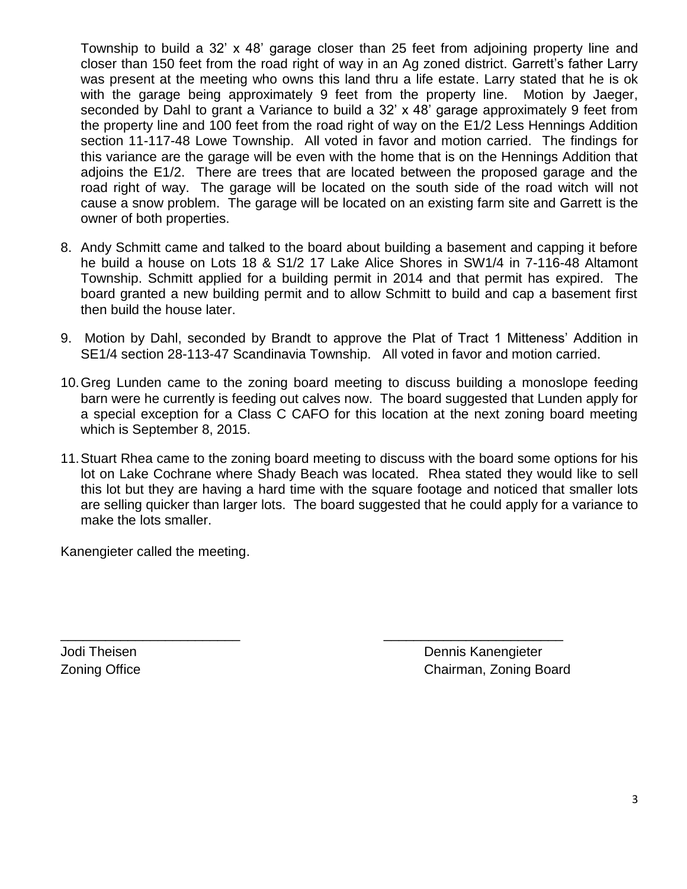Township to build a 32' x 48' garage closer than 25 feet from adjoining property line and closer than 150 feet from the road right of way in an Ag zoned district. Garrett's father Larry was present at the meeting who owns this land thru a life estate. Larry stated that he is ok with the garage being approximately 9 feet from the property line. Motion by Jaeger, seconded by Dahl to grant a Variance to build a 32' x 48' garage approximately 9 feet from the property line and 100 feet from the road right of way on the E1/2 Less Hennings Addition section 11-117-48 Lowe Township. All voted in favor and motion carried. The findings for this variance are the garage will be even with the home that is on the Hennings Addition that adjoins the E1/2. There are trees that are located between the proposed garage and the road right of way. The garage will be located on the south side of the road witch will not cause a snow problem. The garage will be located on an existing farm site and Garrett is the owner of both properties.

8. Andy Schmitt came and talked to the board about building a basement and capping it before he build a house on Lots 18 & S1/2 17 Lake Alice Shores in SW1/4 in 7-116-48 Altamont Township. Schmitt applied for a building permit in 2014 and that permit has expired. The board granted a new building permit and to allow Schmitt to build and cap a basement first then build the house later.

9. Motion by Dahl, seconded by Brandt to approve the Plat of Tract 1 Mitteness' Addition in SE1/4 section 28-113-47 Scandinavia Township. All voted in favor and motion carried.

10. Greg Lunden came to the zoning board meeting to discuss building a monoslope feeding barn were he currently is feeding out calves now. The board suggested that Lunden apply for a special exception for a Class C CAFO for this location at the next zoning board meeting which is September 8, 2015.

11. Stuart Rhea came to the zoning board meeting to discuss with the board some options for his lot on Lake Cochrane where Shady Beach was located. Rhea stated they would like to sell this lot but they are having a hard time with the square footage and noticed that smaller lots are selling quicker than larger lots. The board suggested that he could apply for a variance to make the lots smaller.

Kanengieter called the meeting.

\_\_\_\_\_\_\_\_\_\_\_\_\_\_\_\_\_\_\_\_\_\_\_\_ \_\_\_\_\_\_\_\_\_\_\_\_\_\_\_\_\_\_\_\_\_\_\_\_

Jodi Theisen
Zoning Office

Dennis Kanengieter
Chairman, Zoning Board